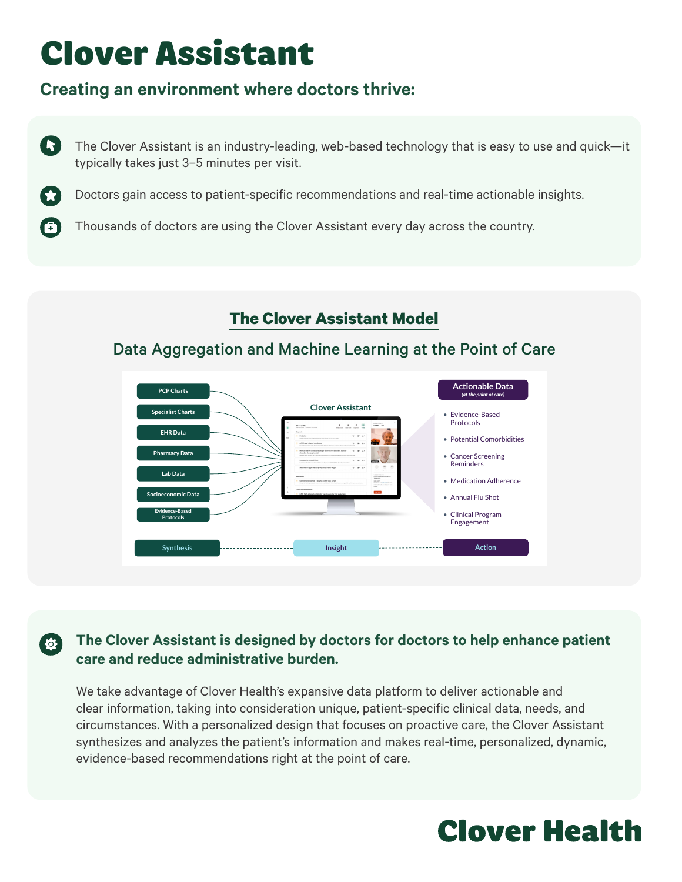# Clover Assistant

## Creating an environment where doctors thrive:

- The Clover Assistant is an industry-leading, web-based technology that is easy to use and quick—it typically takes just 3–5 minutes per visit.
- Doctors gain access to patient-specific recommendations and real-time actionable insights.
- Thousands of doctors are using the Clover Assistant every day across the country.

## The Clover Assistant Model

### Data Aggregation and Machine Learning at the Point of Care

PCP Charts

Specialist Charts

EHR Data

Pharmacy Data

Lab Data

Socioeconomic Data

Evidence-Based Protocols

Clover Assistant

**Actionable Data** *(at the point of care)*

- Evidence-Based Protocols
- Potential Comorbidities
- Cancer Screening Reminders
- Medication Adherence
- Annual Flu Shot
- Clinical Program Engagement

Synthesis — Insight — Action

### The Clover Assistant is designed by doctors for doctors to help enhance patient care and reduce administrative burden.

We take advantage of Clover Health's expansive data platform to deliver actionable and clear information, taking into consideration unique, patient-specific clinical data, needs, and circumstances. With a personalized design that focuses on proactive care, the Clover Assistant synthesizes and analyzes the patient's information and makes real-time, personalized, dynamic, evidence-based recommendations right at the point of care.

**Clover Health**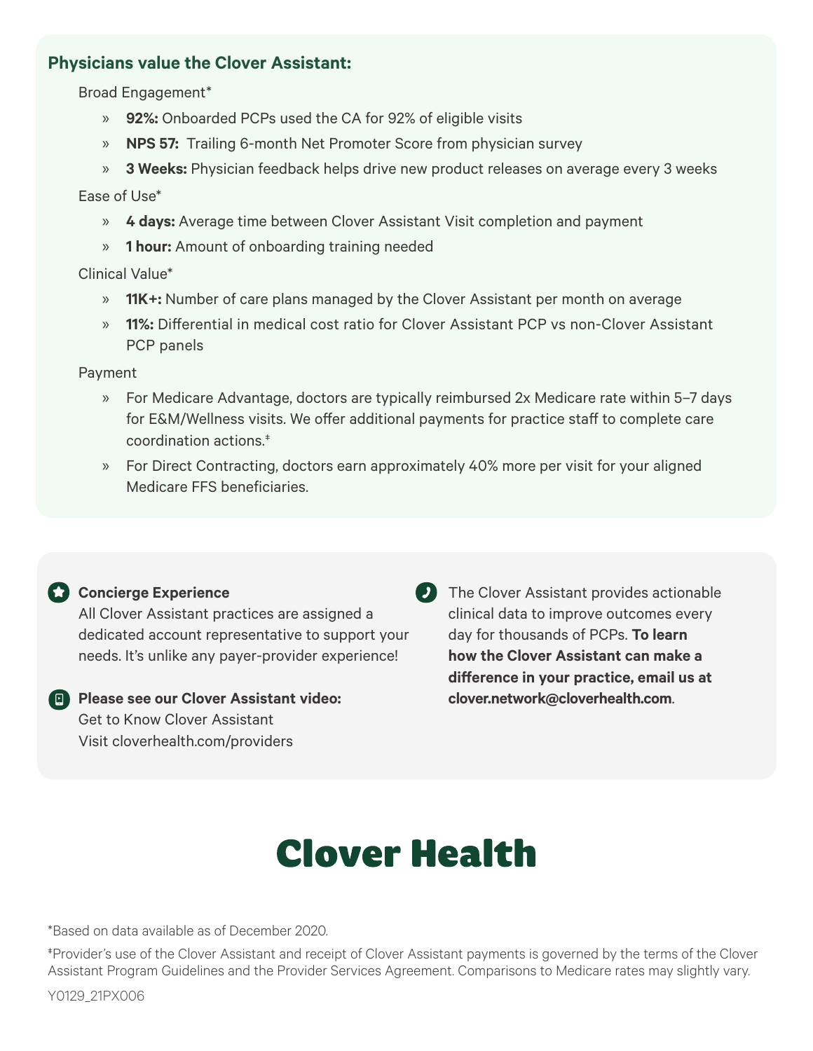## Physicians value the Clover Assistant:

Broad Engagement*

- **92%:** Onboarded PCPs used the CA for 92% of eligible visits
- **NPS 57:** Trailing 6-month Net Promoter Score from physician survey
- **3 Weeks:** Physician feedback helps drive new product releases on average every 3 weeks

Ease of Use*

- **4 days:** Average time between Clover Assistant Visit completion and payment
- **1 hour:** Amount of onboarding training needed

Clinical Value*

- **11K+:** Number of care plans managed by the Clover Assistant per month on average
- **11%:** Differential in medical cost ratio for Clover Assistant PCP vs non-Clover Assistant PCP panels

Payment

- For Medicare Advantage, doctors are typically reimbursed 2x Medicare rate within 5–7 days for E&M/Wellness visits. We offer additional payments for practice staff to complete care coordination actions.‡
- For Direct Contracting, doctors earn approximately 40% more per visit for your aligned Medicare FFS beneficiaries.

**Concierge Experience**
All Clover Assistant practices are assigned a dedicated account representative to support your needs. It's unlike any payer-provider experience!

**Please see our Clover Assistant video:**
Get to Know Clover Assistant
Visit cloverhealth.com/providers

The Clover Assistant provides actionable clinical data to improve outcomes every day for thousands of PCPs. **To learn how the Clover Assistant can make a difference in your practice, email us at clover.network@cloverhealth.com**.

# Clover Health

*Based on data available as of December 2020.

‡Provider's use of the Clover Assistant and receipt of Clover Assistant payments is governed by the terms of the Clover Assistant Program Guidelines and the Provider Services Agreement. Comparisons to Medicare rates may slightly vary.

Y0129_21PX006